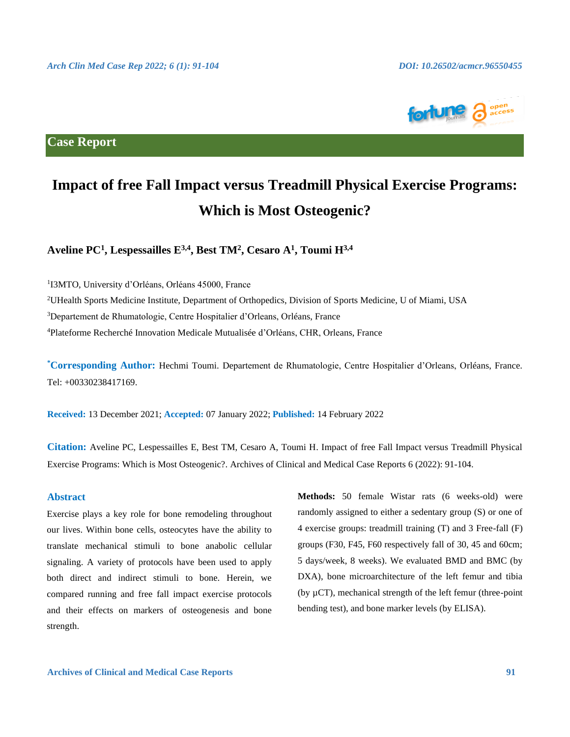## Case Report

# Impact of free Fall Impact versus Treadmill Physical Exercise Programs: Which is Most Osteogenic?

**Aveline PC[1], Lespessailles E[3,4], Best TM[2], Cesaro A[1], Toumi H[3,4]**

[1]I3MTO, University d'Orléans, Orléans 45000, France

[2]UHealth Sports Medicine Institute, Department of Orthopedics, Division of Sports Medicine, U of Miami, USA

[3]Departement de Rhumatologie, Centre Hospitalier d'Orleans, Orléans, France

[4]Plateforme Recherché Innovation Medicale Mutualisée d'Orléans, CHR, Orleans, France

**[*]Corresponding Author:** Hechmi Toumi. Departement de Rhumatologie, Centre Hospitalier d'Orleans, Orléans, France. Tel: +00330238417169.

**Received:** 13 December 2021; **Accepted:** 07 January 2022; **Published:** 14 February 2022

**Citation:** Aveline PC, Lespessailles E, Best TM, Cesaro A, Toumi H. Impact of free Fall Impact versus Treadmill Physical Exercise Programs: Which is Most Osteogenic?. Archives of Clinical and Medical Case Reports 6 (2022): 91-104.

## Abstract

Exercise plays a key role for bone remodeling throughout our lives. Within bone cells, osteocytes have the ability to translate mechanical stimuli to bone anabolic cellular signaling. A variety of protocols have been used to apply both direct and indirect stimuli to bone. Herein, we compared running and free fall impact exercise protocols and their effects on markers of osteogenesis and bone strength.

**Methods:** 50 female Wistar rats (6 weeks-old) were randomly assigned to either a sedentary group (S) or one of 4 exercise groups: treadmill training (T) and 3 Free-fall (F) groups (F30, F45, F60 respectively fall of 30, 45 and 60cm; 5 days/week, 8 weeks). We evaluated BMD and BMC (by DXA), bone microarchitecture of the left femur and tibia (by µCT), mechanical strength of the left femur (three-point bending test), and bone marker levels (by ELISA).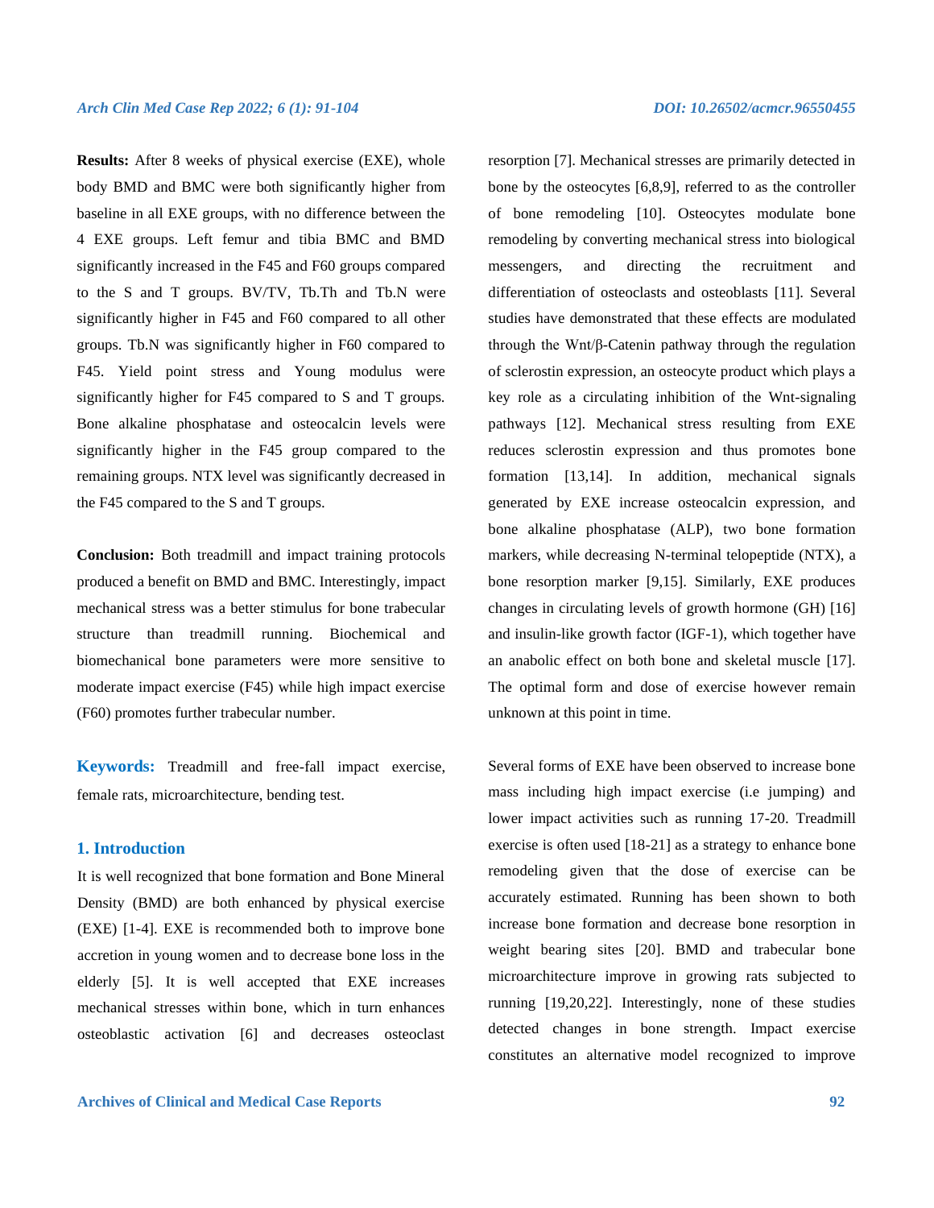**Results:** After 8 weeks of physical exercise (EXE), whole body BMD and BMC were both significantly higher from baseline in all EXE groups, with no difference between the 4 EXE groups. Left femur and tibia BMC and BMD significantly increased in the F45 and F60 groups compared to the S and T groups. BV/TV, Tb.Th and Tb.N were significantly higher in F45 and F60 compared to all other groups. Tb.N was significantly higher in F60 compared to F45. Yield point stress and Young modulus were significantly higher for F45 compared to S and T groups. Bone alkaline phosphatase and osteocalcin levels were significantly higher in the F45 group compared to the remaining groups. NTX level was significantly decreased in the F45 compared to the S and T groups.

**Conclusion:** Both treadmill and impact training protocols produced a benefit on BMD and BMC. Interestingly, impact mechanical stress was a better stimulus for bone trabecular structure than treadmill running. Biochemical and biomechanical bone parameters were more sensitive to moderate impact exercise (F45) while high impact exercise (F60) promotes further trabecular number.

**Keywords:** Treadmill and free-fall impact exercise, female rats, microarchitecture, bending test.

## 1. Introduction

It is well recognized that bone formation and Bone Mineral Density (BMD) are both enhanced by physical exercise (EXE) [1-4]. EXE is recommended both to improve bone accretion in young women and to decrease bone loss in the elderly [5]. It is well accepted that EXE increases mechanical stresses within bone, which in turn enhances osteoblastic activation [6] and decreases osteoclast resorption [7]. Mechanical stresses are primarily detected in bone by the osteocytes [6,8,9], referred to as the controller of bone remodeling [10]. Osteocytes modulate bone remodeling by converting mechanical stress into biological messengers, and directing the recruitment and differentiation of osteoclasts and osteoblasts [11]. Several studies have demonstrated that these effects are modulated through the Wnt/β-Catenin pathway through the regulation of sclerostin expression, an osteocyte product which plays a key role as a circulating inhibition of the Wnt-signaling pathways [12]. Mechanical stress resulting from EXE reduces sclerostin expression and thus promotes bone formation [13,14]. In addition, mechanical signals generated by EXE increase osteocalcin expression, and bone alkaline phosphatase (ALP), two bone formation markers, while decreasing N-terminal telopeptide (NTX), a bone resorption marker [9,15]. Similarly, EXE produces changes in circulating levels of growth hormone (GH) [16] and insulin-like growth factor (IGF-1), which together have an anabolic effect on both bone and skeletal muscle [17]. The optimal form and dose of exercise however remain unknown at this point in time.

Several forms of EXE have been observed to increase bone mass including high impact exercise (i.e jumping) and lower impact activities such as running 17-20. Treadmill exercise is often used [18-21] as a strategy to enhance bone remodeling given that the dose of exercise can be accurately estimated. Running has been shown to both increase bone formation and decrease bone resorption in weight bearing sites [20]. BMD and trabecular bone microarchitecture improve in growing rats subjected to running [19,20,22]. Interestingly, none of these studies detected changes in bone strength. Impact exercise constitutes an alternative model recognized to improve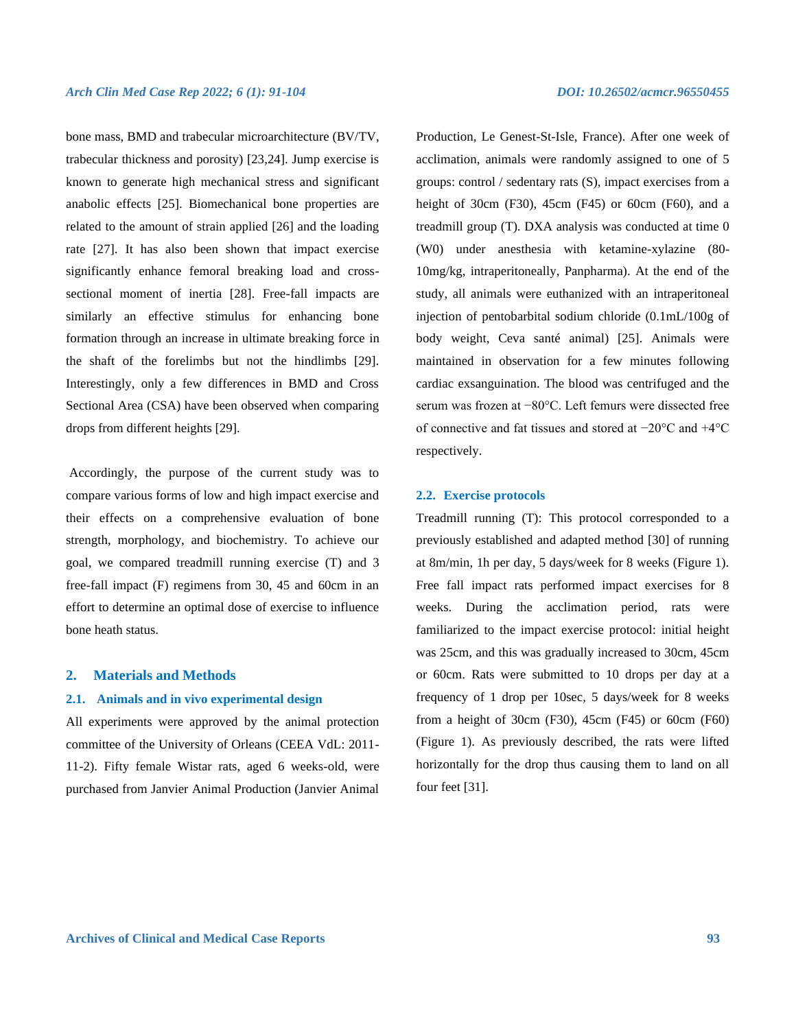bone mass, BMD and trabecular microarchitecture (BV/TV, trabecular thickness and porosity) [23,24]. Jump exercise is known to generate high mechanical stress and significant anabolic effects [25]. Biomechanical bone properties are related to the amount of strain applied [26] and the loading rate [27]. It has also been shown that impact exercise significantly enhance femoral breaking load and cross-sectional moment of inertia [28]. Free-fall impacts are similarly an effective stimulus for enhancing bone formation through an increase in ultimate breaking force in the shaft of the forelimbs but not the hindlimbs [29]. Interestingly, only a few differences in BMD and Cross Sectional Area (CSA) have been observed when comparing drops from different heights [29].

Accordingly, the purpose of the current study was to compare various forms of low and high impact exercise and their effects on a comprehensive evaluation of bone strength, morphology, and biochemistry. To achieve our goal, we compared treadmill running exercise (T) and 3 free-fall impact (F) regimens from 30, 45 and 60cm in an effort to determine an optimal dose of exercise to influence bone heath status.

## 2. Materials and Methods

### 2.1. Animals and in vivo experimental design

All experiments were approved by the animal protection committee of the University of Orleans (CEEA VdL: 2011-11-2). Fifty female Wistar rats, aged 6 weeks-old, were purchased from Janvier Animal Production (Janvier Animal Production, Le Genest-St-Isle, France). After one week of acclimation, animals were randomly assigned to one of 5 groups: control / sedentary rats (S), impact exercises from a height of 30cm (F30), 45cm (F45) or 60cm (F60), and a treadmill group (T). DXA analysis was conducted at time 0 (W0) under anesthesia with ketamine-xylazine (80-10mg/kg, intraperitoneally, Panpharma). At the end of the study, all animals were euthanized with an intraperitoneal injection of pentobarbital sodium chloride (0.1mL/100g of body weight, Ceva santé animal) [25]. Animals were maintained in observation for a few minutes following cardiac exsanguination. The blood was centrifuged and the serum was frozen at −80°C. Left femurs were dissected free of connective and fat tissues and stored at −20°C and +4°C respectively.

### 2.2. Exercise protocols

Treadmill running (T): This protocol corresponded to a previously established and adapted method [30] of running at 8m/min, 1h per day, 5 days/week for 8 weeks (Figure 1). Free fall impact rats performed impact exercises for 8 weeks. During the acclimation period, rats were familiarized to the impact exercise protocol: initial height was 25cm, and this was gradually increased to 30cm, 45cm or 60cm. Rats were submitted to 10 drops per day at a frequency of 1 drop per 10sec, 5 days/week for 8 weeks from a height of 30cm (F30), 45cm (F45) or 60cm (F60) (Figure 1). As previously described, the rats were lifted horizontally for the drop thus causing them to land on all four feet [31].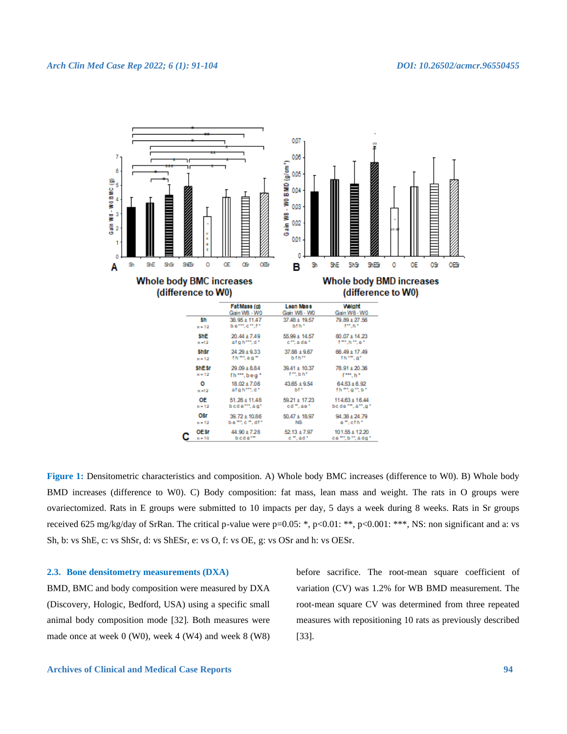Whole body BMC increases (difference to W0)

Whole body BMD increases (difference to W0)

C

| | Fat Mass (g) Gain W8 - W0 | Lean Mass Gain W8 - W0 | Weight Gain W8 - W0 |
|---|---|---|---|
| Sh n=12 | 38.95 ± 11.47 be***, c**, f* | 37.48 ± 19.57 bfh* | 79.89 ± 27.56 f**, h* |
| ShE n=12 | 20.44 ± 7.49 afgh***, d* | 55.99 ± 14.57 c**, ade* | 80.07 ± 14.23 f***, h**, e* |
| ShSr n=12 | 24.29 ± 9.33 fh***, ag** | 37.88 ± 9.67 bfh** | 66.49 ± 17.49 fh***, g* |
| ShESr n=12 | 29.09 ± 8.84 fh***, beg* | 39.41 ± 10.37 f**, bh* | 78.91 ± 20.36 f***, h* |
| O n=12 | 18.02 ± 7.06 afgh***, d* | 43.65 ± 9.54 bf* | 64.53 ± 6.92 fh***, g**, b* |
| OE n=12 | 51.28 ± 11.48 bcde***, ag* | 59.21 ± 17.23 cd**, ae* | 114.63 ± 16.44 bcde***, a**, g* |
| OSr n=12 | 39.72 ± 10.86 be***, c**, df* | 50.47 ± 18.97 NS | 94.38 ± 24.79 e**, cfh* |
| OESr n=10 | 44.90 ± 7.28 bcde*** | 52.13 ± 7.97 c**, ad* | 101.55 ± 12.20 ce***, b**, adg* |

**Figure 1:** Densitometric characteristics and composition. A) Whole body BMC increases (difference to W0). B) Whole body BMD increases (difference to W0). C) Body composition: fat mass, lean mass and weight. The rats in O groups were ovariectomized. Rats in E groups were submitted to 10 impacts per day, 5 days a week during 8 weeks. Rats in Sr groups received 625 mg/kg/day of SrRan. The critical p-value were p=0.05: *, p<0.01: **, p<0.001: ***, NS: non significant and a: vs Sh, b: vs ShE, c: vs ShSr, d: vs ShESr, e: vs O, f: vs OE, g: vs OSr and h: vs OESr.

### 2.3. Bone densitometry measurements (DXA)

BMD, BMC and body composition were measured by DXA (Discovery, Hologic, Bedford, USA) using a specific small animal body composition mode [32]. Both measures were made once at week 0 (W0), week 4 (W4) and week 8 (W8) before sacrifice. The root-mean square coefficient of variation (CV) was 1.2% for WB BMD measurement. The root-mean square CV was determined from three repeated measures with repositioning 10 rats as previously described [33].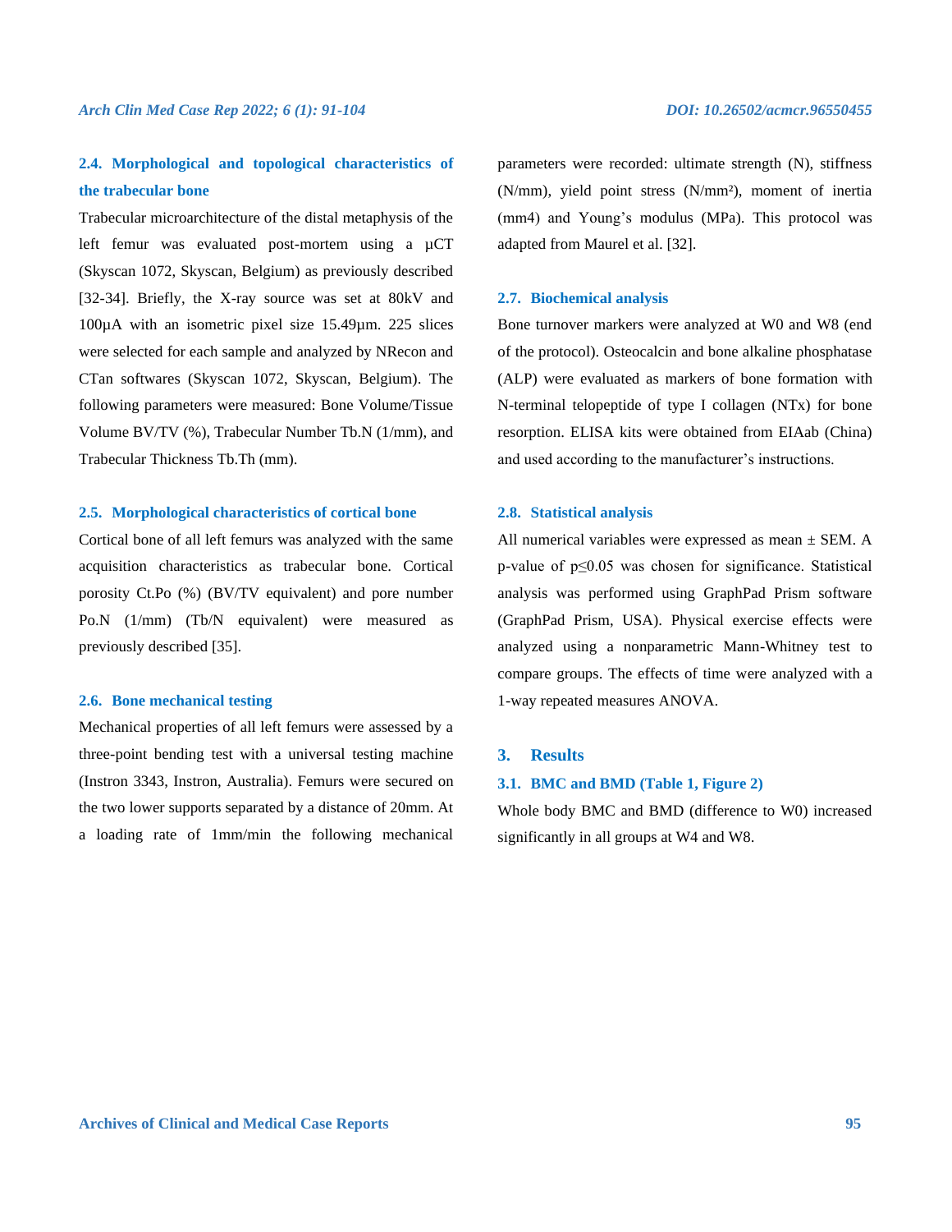### 2.4. Morphological and topological characteristics of the trabecular bone

Trabecular microarchitecture of the distal metaphysis of the left femur was evaluated post-mortem using a µCT (Skyscan 1072, Skyscan, Belgium) as previously described [32-34]. Briefly, the X-ray source was set at 80kV and 100µA with an isometric pixel size 15.49µm. 225 slices were selected for each sample and analyzed by NRecon and CTan softwares (Skyscan 1072, Skyscan, Belgium). The following parameters were measured: Bone Volume/Tissue Volume BV/TV (%), Trabecular Number Tb.N (1/mm), and Trabecular Thickness Tb.Th (mm).

### 2.5. Morphological characteristics of cortical bone

Cortical bone of all left femurs was analyzed with the same acquisition characteristics as trabecular bone. Cortical porosity Ct.Po (%) (BV/TV equivalent) and pore number Po.N (1/mm) (Tb/N equivalent) were measured as previously described [35].

### 2.6. Bone mechanical testing

Mechanical properties of all left femurs were assessed by a three-point bending test with a universal testing machine (Instron 3343, Instron, Australia). Femurs were secured on the two lower supports separated by a distance of 20mm. At a loading rate of 1mm/min the following mechanical parameters were recorded: ultimate strength (N), stiffness (N/mm), yield point stress (N/mm²), moment of inertia (mm4) and Young's modulus (MPa). This protocol was adapted from Maurel et al. [32].

### 2.7. Biochemical analysis

Bone turnover markers were analyzed at W0 and W8 (end of the protocol). Osteocalcin and bone alkaline phosphatase (ALP) were evaluated as markers of bone formation with N-terminal telopeptide of type I collagen (NTx) for bone resorption. ELISA kits were obtained from EIAab (China) and used according to the manufacturer's instructions.

### 2.8. Statistical analysis

All numerical variables were expressed as mean ± SEM. A p-value of $p \leq 0.05$ was chosen for significance. Statistical analysis was performed using GraphPad Prism software (GraphPad Prism, USA). Physical exercise effects were analyzed using a nonparametric Mann-Whitney test to compare groups. The effects of time were analyzed with a 1-way repeated measures ANOVA.

## 3. Results

### 3.1. BMC and BMD (Table 1, Figure 2)

Whole body BMC and BMD (difference to W0) increased significantly in all groups at W4 and W8.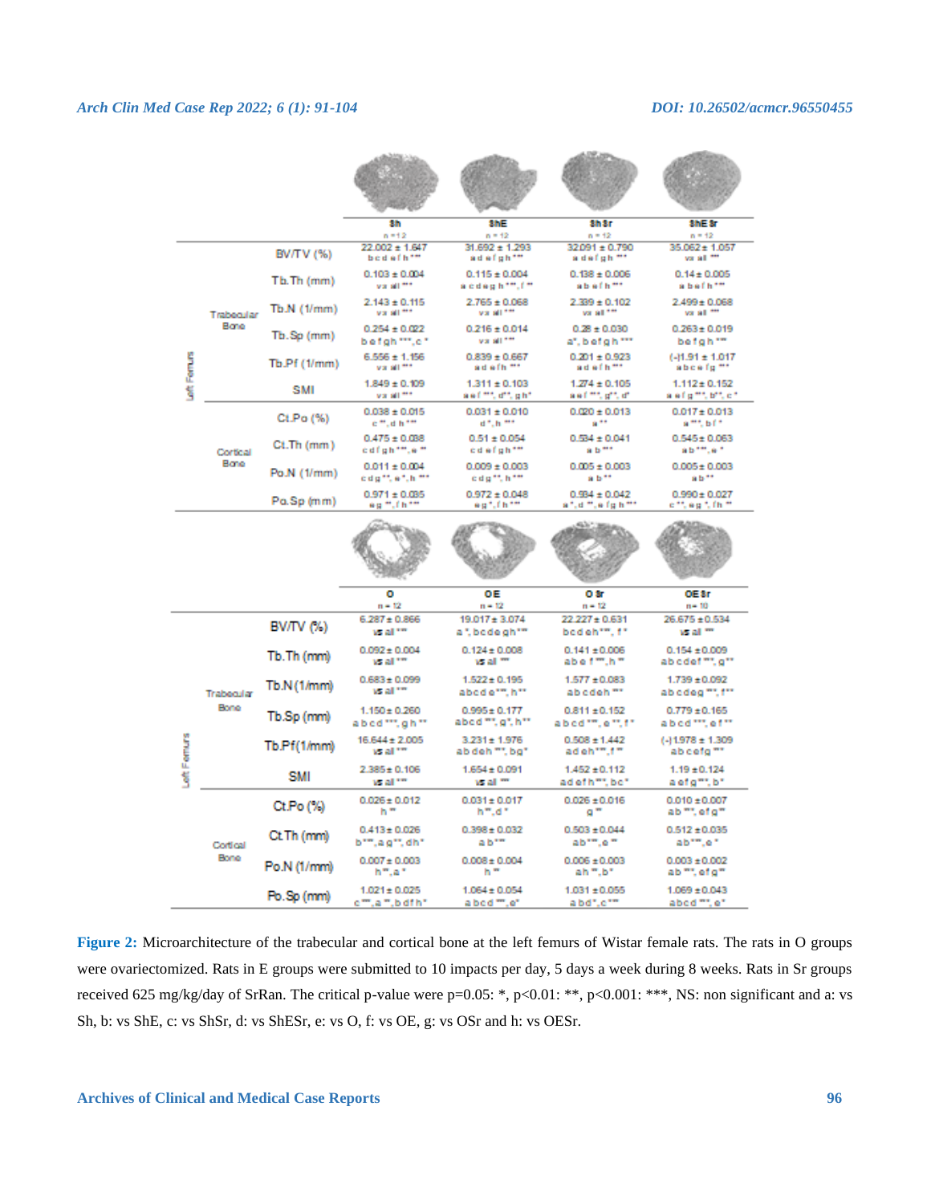| | | Sh (n = 12) | ShE (n = 12) | ShSr (n = 12) | ShESr (n = 12) |
|---|---|---|---|---|---|
| Left Femurs – Trabecular Bone | BV/TV (%) | 22.002 ± 1.647 bcdefh*** | 31.692 ± 1.293 adefgh*** | 32.091 ± 0.790 adefgh*** | 35.062 ± 1.057 vs all *** |
| | Tb.Th (mm) | 0.103 ± 0.004 vs all *** | 0.115 ± 0.004 acdegh***, f** | 0.138 ± 0.006 abefh*** | 0.14 ± 0.005 abefh*** |
| | Tb.N (1/mm) | 2.143 ± 0.115 vs all *** | 2.765 ± 0.068 vs all *** | 2.389 ± 0.102 vs all *** | 2.499 ± 0.068 vs all *** |
| | Tb.Sp (mm) | 0.254 ± 0.022 befgh***, c* | 0.216 ± 0.014 vs all *** | 0.28 ± 0.030 a*, befgh*** | 0.263 ± 0.019 befgh*** |
| | Tb.Pf (1/mm) | 6.556 ± 1.156 vs all *** | 0.839 ± 0.667 adefh*** | 0.201 ± 0.923 adefh*** | (-)1.91 ± 1.017 abcefg*** |
| | SMI | 1.849 ± 0.109 vs all *** | 1.311 ± 0.103 aef***, d**, gh* | 1.274 ± 0.105 aef***, g**, d* | 1.112 ± 0.152 aefg***, b**, c* |
| Left Femurs – Cortical Bone | Ct.Po (%) | 0.038 ± 0.015 c**, dh*** | 0.031 ± 0.010 d*, h*** | 0.020 ± 0.013 a** | 0.017 ± 0.013 a***, bf* |
| | Ct.Th (mm) | 0.475 ± 0.038 cdfgh***, e** | 0.51 ± 0.054 cdefgh*** | 0.534 ± 0.041 ab*** | 0.545 ± 0.063 ab***, e* |
| | Po.N (1/mm) | 0.011 ± 0.004 cdg**, e*, h*** | 0.009 ± 0.003 cdg**, h*** | 0.005 ± 0.003 ab** | 0.005 ± 0.003 ab** |
| | Po.Sp (mm) | 0.971 ± 0.035 eg**, fh*** | 0.972 ± 0.048 eg*, fh*** | 0.984 ± 0.042 a*, d**, efgh*** | 0.990 ± 0.027 c**, eg*, fh** |

| | | O (n = 12) | OE (n = 12) | OSr (n = 12) | OESr (n = 10) |
|---|---|---|---|---|---|
| Left Femurs – Trabecular Bone | BV/TV (%) | 6.287 ± 0.866 vs all *** | 19.017 ± 3.074 a*, bcdegh*** | 22.227 ± 0.631 bcdeh***, f* | 26.675 ± 0.534 vs all *** |
| | Tb.Th (mm) | 0.092 ± 0.004 vs all *** | 0.124 ± 0.008 vs all *** | 0.141 ± 0.006 abef***, h** | 0.154 ± 0.009 abcdef***, g** |
| | Tb.N (1/mm) | 0.683 ± 0.099 vs all *** | 1.522 ± 0.195 abcde***, h** | 1.577 ± 0.083 abcdeh*** | 1.739 ± 0.092 abcdeg***, f** |
| | Tb.Sp (mm) | 1.150 ± 0.260 abcd***, gh** | 0.995 ± 0.177 abcd***, g*, h** | 0.811 ± 0.152 abcd***, e**, f* | 0.779 ± 0.165 abcd***, ef** |
| | Tb.Pf (1/mm) | 16.644 ± 2.005 vs all *** | 3.231 ± 1.976 abdeh***, bg* | 0.508 ± 1.442 adeh***, f** | (-)1.978 ± 1.309 abcefg*** |
| | SMI | 2.385 ± 0.106 vs all *** | 1.654 ± 0.091 vs all *** | 1.452 ± 0.112 adefh***, bc* | 1.19 ± 0.124 aefg***, b* |
| Left Femurs – Cortical Bone | Ct.Po (%) | 0.026 ± 0.012 h** | 0.031 ± 0.017 h**, d* | 0.026 ± 0.016 g** | 0.010 ± 0.007 ab***, efg** |
| | Ct.Th (mm) | 0.413 ± 0.026 b***, ag**, dh* | 0.398 ± 0.032 ab*** | 0.503 ± 0.044 ab***, e** | 0.512 ± 0.035 ab***, e* |
| | Po.N (1/mm) | 0.007 ± 0.003 h**, a* | 0.008 ± 0.004 h** | 0.006 ± 0.003 ah**, b* | 0.003 ± 0.002 ab***, efg** |
| | Po.Sp (mm) | 1.021 ± 0.025 c***, a**, bdfh* | 1.064 ± 0.054 abcd***, e* | 1.031 ± 0.055 abd*, c*** | 1.069 ± 0.043 abcd***, e* |

**Figure 2:** Microarchitecture of the trabecular and cortical bone at the left femurs of Wistar female rats. The rats in O groups were ovariectomized. Rats in E groups were submitted to 10 impacts per day, 5 days a week during 8 weeks. Rats in Sr groups received 625 mg/kg/day of SrRan. The critical p-value were p=0.05: *, p<0.01: **, p<0.001: ***, NS: non significant and a: vs Sh, b: vs ShE, c: vs ShSr, d: vs ShESr, e: vs O, f: vs OE, g: vs OSr and h: vs OESr.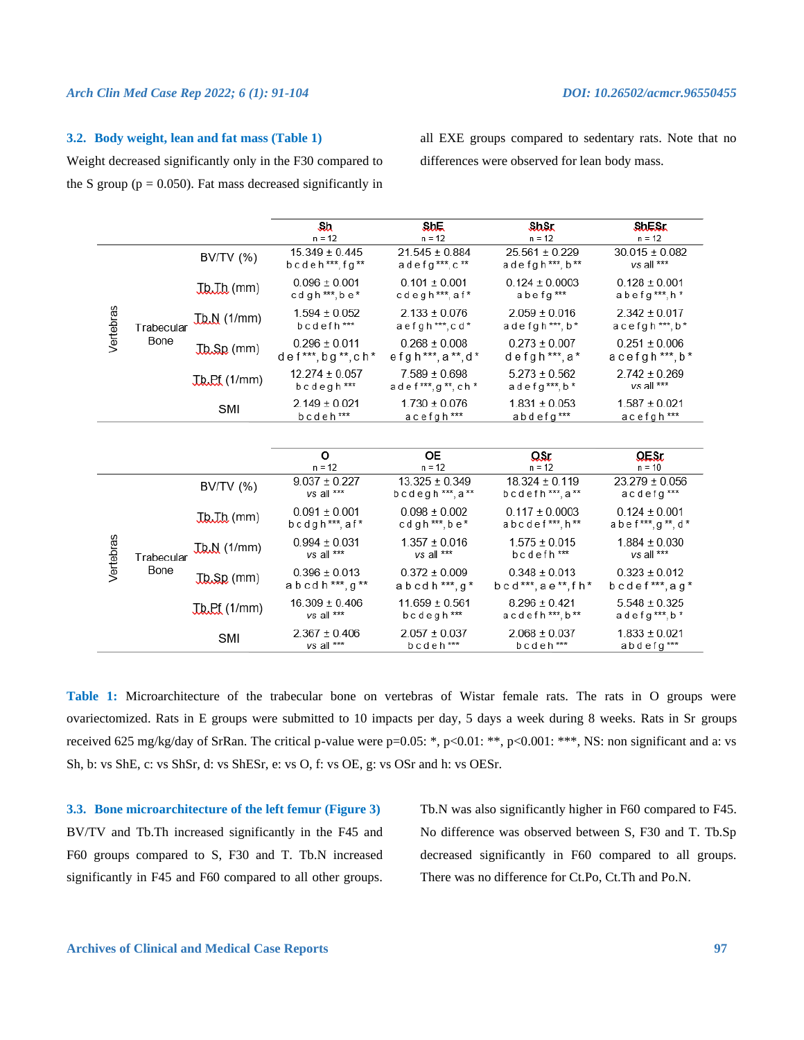### 3.2. Body weight, lean and fat mass (Table 1)

Weight decreased significantly only in the F30 compared to the S group (p = 0.050). Fat mass decreased significantly in all EXE groups compared to sedentary rats. Note that no differences were observed for lean body mass.

| | | | Sh n = 12 | ShE n = 12 | ShSr n = 12 | ShESr n = 12 |
|---|---|---|---|---|---|---|
| Vertebras | Trabecular Bone | BV/TV (%) | 15.349 ± 0.445 b c d e h ***, f g ** | 21.545 ± 0.884 a d e f g ***, c ** | 25.561 ± 0.229 a d e f g h ***, b ** | 30.015 ± 0.082 vs all *** |
| | | Tb.Th (mm) | 0.096 ± 0.001 c d g h ***, b e * | 0.101 ± 0.001 c d e g h ***, a f * | 0.124 ± 0.0003 a b e f g *** | 0.128 ± 0.001 a b e f g ***, h * |
| | | Tb.N (1/mm) | 1.594 ± 0.052 b c d e f h *** | 2.133 ± 0.076 a e f g h ***, c d * | 2.059 ± 0.016 a d e f g h ***, b * | 2.342 ± 0.017 a c e f g h ***, b * |
| | | Tb.Sp (mm) | 0.296 ± 0.011 d e f ***, b g **, c h * | 0.268 ± 0.008 e f g h ***, a **, d * | 0.273 ± 0.007 d e f g h ***, a * | 0.251 ± 0.006 a c e f g h ***, b * |
| | | Tb.Pf (1/mm) | 12.274 ± 0.057 b c d e g h *** | 7.589 ± 0.698 a d e f ***, g **, c h * | 5.273 ± 0.562 a d e f g ***, b * | 2.742 ± 0.269 vs all *** |
| | | SMI | 2.149 ± 0.021 b c d e h *** | 1.730 ± 0.076 a c e f g h *** | 1.831 ± 0.053 a b d e f g *** | 1.587 ± 0.021 a c e f g h *** |

| | | | O n = 12 | OE n = 12 | OSr n = 12 | OESr n = 10 |
|---|---|---|---|---|---|---|
| Vertebras | Trabecular Bone | BV/TV (%) | 9.037 ± 0.227 vs all *** | 13.325 ± 0.349 b c d e g h ***, a ** | 18.324 ± 0.119 b c d e f h ***, a ** | 23.279 ± 0.056 a c d e f g *** |
| | | Tb.Th (mm) | 0.091 ± 0.001 b c d g h ***, a f * | 0.098 ± 0.002 c d g h ***, b e * | 0.117 ± 0.0003 a b c d e f ***, h ** | 0.124 ± 0.001 a b e f ***, g **, d * |
| | | Tb.N (1/mm) | 0.994 ± 0.031 vs all *** | 1.357 ± 0.016 vs all *** | 1.575 ± 0.015 b c d e f h *** | 1.884 ± 0.030 vs all *** |
| | | Tb.Sp (mm) | 0.396 ± 0.013 a b c d h ***, g ** | 0.372 ± 0.009 a b c d h ***, g * | 0.348 ± 0.013 b c d ***, a e **, f h * | 0.323 ± 0.012 b c d e f ***, a g * |
| | | Tb.Pf (1/mm) | 16.309 ± 0.406 vs all *** | 11.659 ± 0.561 b c d e g h *** | 8.296 ± 0.421 a c d e f h ***, b ** | 5.548 ± 0.325 a d e f g ***, b * |
| | | SMI | 2.367 ± 0.406 vs all *** | 2.057 ± 0.037 b c d e h *** | 2.068 ± 0.037 b c d e h *** | 1.833 ± 0.021 a b d e f g *** |

**Table 1:** Microarchitecture of the trabecular bone on vertebras of Wistar female rats. The rats in O groups were ovariectomized. Rats in E groups were submitted to 10 impacts per day, 5 days a week during 8 weeks. Rats in Sr groups received 625 mg/kg/day of SrRan. The critical p-value were p=0.05: *, p<0.01: **, p<0.001: ***, NS: non significant and a: vs Sh, b: vs ShE, c: vs ShSr, d: vs ShESr, e: vs O, f: vs OE, g: vs OSr and h: vs OESr.

### 3.3. Bone microarchitecture of the left femur (Figure 3)

BV/TV and Tb.Th increased significantly in the F45 and F60 groups compared to S, F30 and T. Tb.N increased significantly in F45 and F60 compared to all other groups. Tb.N was also significantly higher in F60 compared to F45. No difference was observed between S, F30 and T. Tb.Sp decreased significantly in F60 compared to all groups. There was no difference for Ct.Po, Ct.Th and Po.N.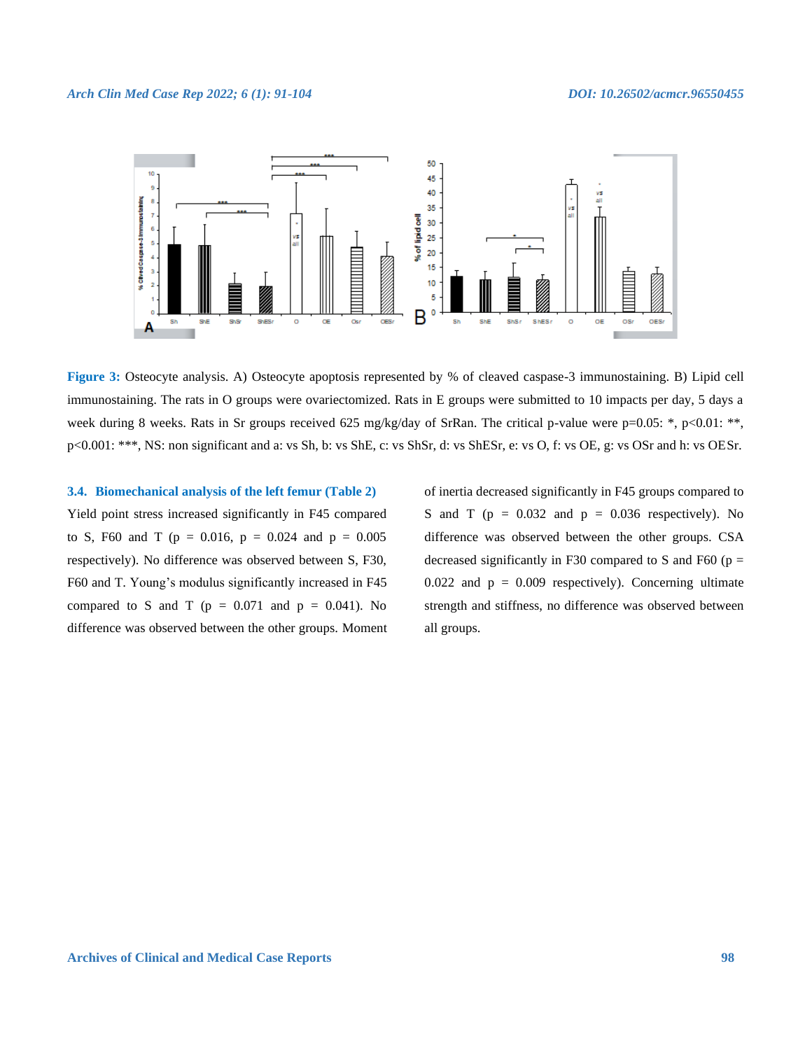**Figure 3:** Osteocyte analysis. A) Osteocyte apoptosis represented by % of cleaved caspase-3 immunostaining. B) Lipid cell immunostaining. The rats in O groups were ovariectomized. Rats in E groups were submitted to 10 impacts per day, 5 days a week during 8 weeks. Rats in Sr groups received 625 mg/kg/day of SrRan. The critical p-value were p=0.05: *, p<0.01: **, p<0.001: ***, NS: non significant and a: vs Sh, b: vs ShE, c: vs ShSr, d: vs ShESr, e: vs O, f: vs OE, g: vs OSr and h: vs OESr.

### 3.4. Biomechanical analysis of the left femur (Table 2)

Yield point stress increased significantly in F45 compared to S, F60 and T (p = 0.016, p = 0.024 and p = 0.005 respectively). No difference was observed between S, F30, F60 and T. Young's modulus significantly increased in F45 compared to S and T (p = 0.071 and p = 0.041). No difference was observed between the other groups. Moment of inertia decreased significantly in F45 groups compared to S and T (p = 0.032 and p = 0.036 respectively). No difference was observed between the other groups. CSA decreased significantly in F30 compared to S and F60 (p = 0.022 and p = 0.009 respectively). Concerning ultimate strength and stiffness, no difference was observed between all groups.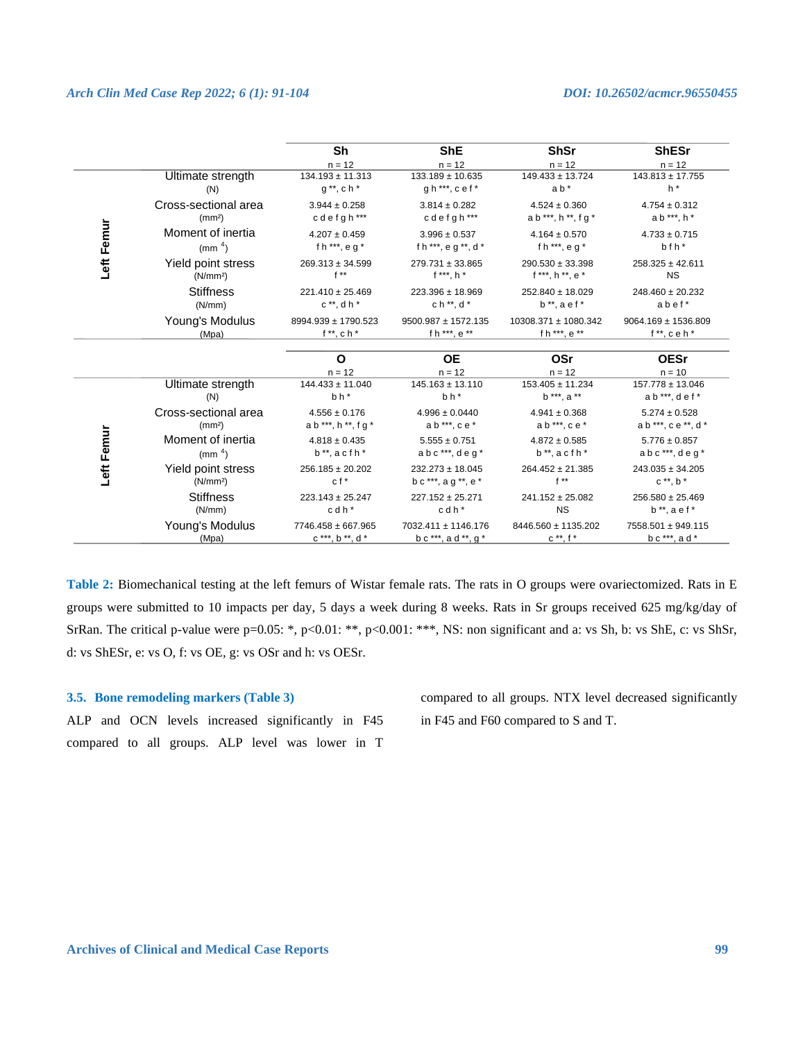| Left Femur | | Sh | ShE | ShSr | ShESr |
|---|---|---|---|---|---|
| | | n = 12 | n = 12 | n = 12 | n = 12 |
| | Ultimate strength (N) | 134.193 ± 11.313<br>g **, c h * | 133.189 ± 10.635<br>g h ***, c e f * | 149.433 ± 13.724<br>a b * | 143.813 ± 17.755<br>h * |
| | Cross-sectional area (mm²) | 3.944 ± 0.258<br>c d e f g h *** | 3.814 ± 0.282<br>c d e f g h *** | 4.524 ± 0.360<br>a b ***, h **, f g * | 4.754 ± 0.312<br>a b ***, h * |
| | Moment of inertia (mm $^4$) | 4.207 ± 0.459<br>f h ***, e g * | 3.996 ± 0.537<br>f h ***, e g **, d * | 4.164 ± 0.570<br>f h ***, e g * | 4.733 ± 0.715<br>b f h * |
| | Yield point stress (N/mm²) | 269.313 ± 34.599<br>f ** | 279.731 ± 33.865<br>f ***, h * | 290.530 ± 33.398<br>f ***, h **, e * | 258.325 ± 42.611<br>NS |
| | Stiffness (N/mm) | 221.410 ± 25.469<br>c **, d h * | 223.396 ± 18.969<br>c h **, d * | 252.840 ± 18.029<br>b **, a e f * | 248.460 ± 20.232<br>a b e f * |
| | Young's Modulus (Mpa) | 8994.939 ± 1790.523<br>f **, c h * | 9500.987 ± 1572.135<br>f h ***, e ** | 10308.371 ± 1080.342<br>f h ***, e ** | 9064.169 ± 1536.809<br>f **, c e h * |

| Left Femur | | O | OE | OSr | OESr |
|---|---|---|---|---|---|
| | | n = 12 | n = 12 | n = 12 | n = 10 |
| | Ultimate strength (N) | 144.433 ± 11.040<br>b h * | 145.163 ± 13.110<br>b h * | 153.405 ± 11.234<br>b ***, a ** | 157.778 ± 13.046<br>a b ***, d e f * |
| | Cross-sectional area (mm²) | 4.556 ± 0.176<br>a b ***, h **, f g * | 4.996 ± 0.0440<br>a b ***, c e * | 4.941 ± 0.368<br>a b ***, c e * | 5.274 ± 0.528<br>a b ***, c e **, d * |
| | Moment of inertia (mm $^4$) | 4.818 ± 0.435<br>b **, a c f h * | 5.555 ± 0.751<br>a b c ***, d e g * | 4.872 ± 0.585<br>b **, a c f h * | 5.776 ± 0.857<br>a b c ***, d e g * |
| | Yield point stress (N/mm²) | 256.185 ± 20.202<br>c f * | 232.273 ± 18.045<br>b c ***, a g **, e * | 264.452 ± 21.385<br>f ** | 243.035 ± 34.205<br>c **, b * |
| | Stiffness (N/mm) | 223.143 ± 25.247<br>c d h * | 227.152 ± 25.271<br>c d h * | 241.152 ± 25.082<br>NS | 256.580 ± 25.469<br>b **, a e f * |
| | Young's Modulus (Mpa) | 7746.458 ± 667.965<br>c ***, b **, d * | 7032.411 ± 1146.176<br>b c ***, a d **, g * | 8446.560 ± 1135.202<br>c **, f * | 7558.501 ± 949.115<br>b c ***, a d * |

**Table 2:** Biomechanical testing at the left femurs of Wistar female rats. The rats in O groups were ovariectomized. Rats in E groups were submitted to 10 impacts per day, 5 days a week during 8 weeks. Rats in Sr groups received 625 mg/kg/day of SrRan. The critical p-value were p=0.05: *, p<0.01: **, p<0.001: ***, NS: non significant and a: vs Sh, b: vs ShE, c: vs ShSr, d: vs ShESr, e: vs O, f: vs OE, g: vs OSr and h: vs OESr.

### 3.5. Bone remodeling markers (Table 3)

ALP and OCN levels increased significantly in F45 compared to all groups. ALP level was lower in T compared to all groups. NTX level decreased significantly in F45 and F60 compared to S and T.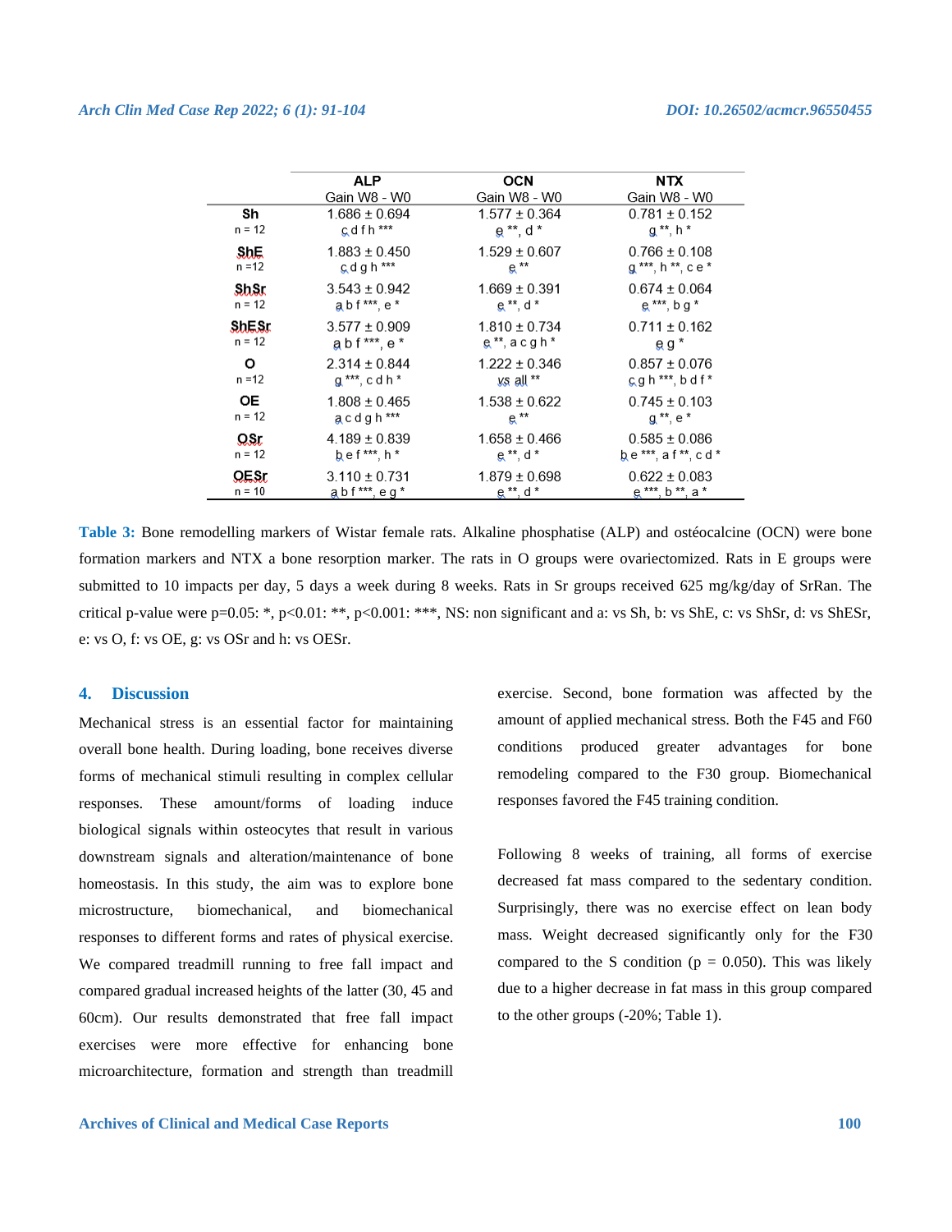| | ALP Gain W8 - W0 | OCN Gain W8 - W0 | NTX Gain W8 - W0 |
|---|---|---|---|
| **Sh** n = 12 | 1.686 ± 0.694<br>c d f h *** | 1.577 ± 0.364<br>e **, d * | 0.781 ± 0.152<br>g **, h * |
| **ShE** n =12 | 1.883 ± 0.450<br>c d g h *** | 1.529 ± 0.607<br>e ** | 0.766 ± 0.108<br>g ***, h **, c e * |
| **ShSr** n = 12 | 3.543 ± 0.942<br>a b f ***, e * | 1.669 ± 0.391<br>e **, d * | 0.674 ± 0.064<br>e ***, b g * |
| **ShESr** n = 12 | 3.577 ± 0.909<br>a b f ***, e * | 1.810 ± 0.734<br>e **, a c g h * | 0.711 ± 0.162<br>e g * |
| **O** n =12 | 2.314 ± 0.844<br>g ***, c d h * | 1.222 ± 0.346<br>vs all ** | 0.857 ± 0.076<br>c g h ***, b d f * |
| **OE** n = 12 | 1.808 ± 0.465<br>a c d g h *** | 1.538 ± 0.622<br>e ** | 0.745 ± 0.103<br>g **, e * |
| **OSr** n = 12 | 4.189 ± 0.839<br>b e f ***, h * | 1.658 ± 0.466<br>e **, d * | 0.585 ± 0.086<br>b e ***, a f **, c d * |
| **OESr** n = 10 | 3.110 ± 0.731<br>a b f ***, e g * | 1.879 ± 0.698<br>e **, d * | 0.622 ± 0.083<br>e ***, b **, a * |

**Table 3:** Bone remodelling markers of Wistar female rats. Alkaline phosphatise (ALP) and ostéocalcine (OCN) were bone formation markers and NTX a bone resorption marker. The rats in O groups were ovariectomized. Rats in E groups were submitted to 10 impacts per day, 5 days a week during 8 weeks. Rats in Sr groups received 625 mg/kg/day of SrRan. The critical p-value were p=0.05: *, p<0.01: **, p<0.001: ***, NS: non significant and a: vs Sh, b: vs ShE, c: vs ShSr, d: vs ShESr, e: vs O, f: vs OE, g: vs OSr and h: vs OESr.

## 4. Discussion

Mechanical stress is an essential factor for maintaining overall bone health. During loading, bone receives diverse forms of mechanical stimuli resulting in complex cellular responses. These amount/forms of loading induce biological signals within osteocytes that result in various downstream signals and alteration/maintenance of bone homeostasis. In this study, the aim was to explore bone microstructure, biomechanical, and biomechanical responses to different forms and rates of physical exercise. We compared treadmill running to free fall impact and compared gradual increased heights of the latter (30, 45 and 60cm). Our results demonstrated that free fall impact exercises were more effective for enhancing bone microarchitecture, formation and strength than treadmill exercise. Second, bone formation was affected by the amount of applied mechanical stress. Both the F45 and F60 conditions produced greater advantages for bone remodeling compared to the F30 group. Biomechanical responses favored the F45 training condition.

Following 8 weeks of training, all forms of exercise decreased fat mass compared to the sedentary condition. Surprisingly, there was no exercise effect on lean body mass. Weight decreased significantly only for the F30 compared to the S condition (p = 0.050). This was likely due to a higher decrease in fat mass in this group compared to the other groups (-20%; Table 1).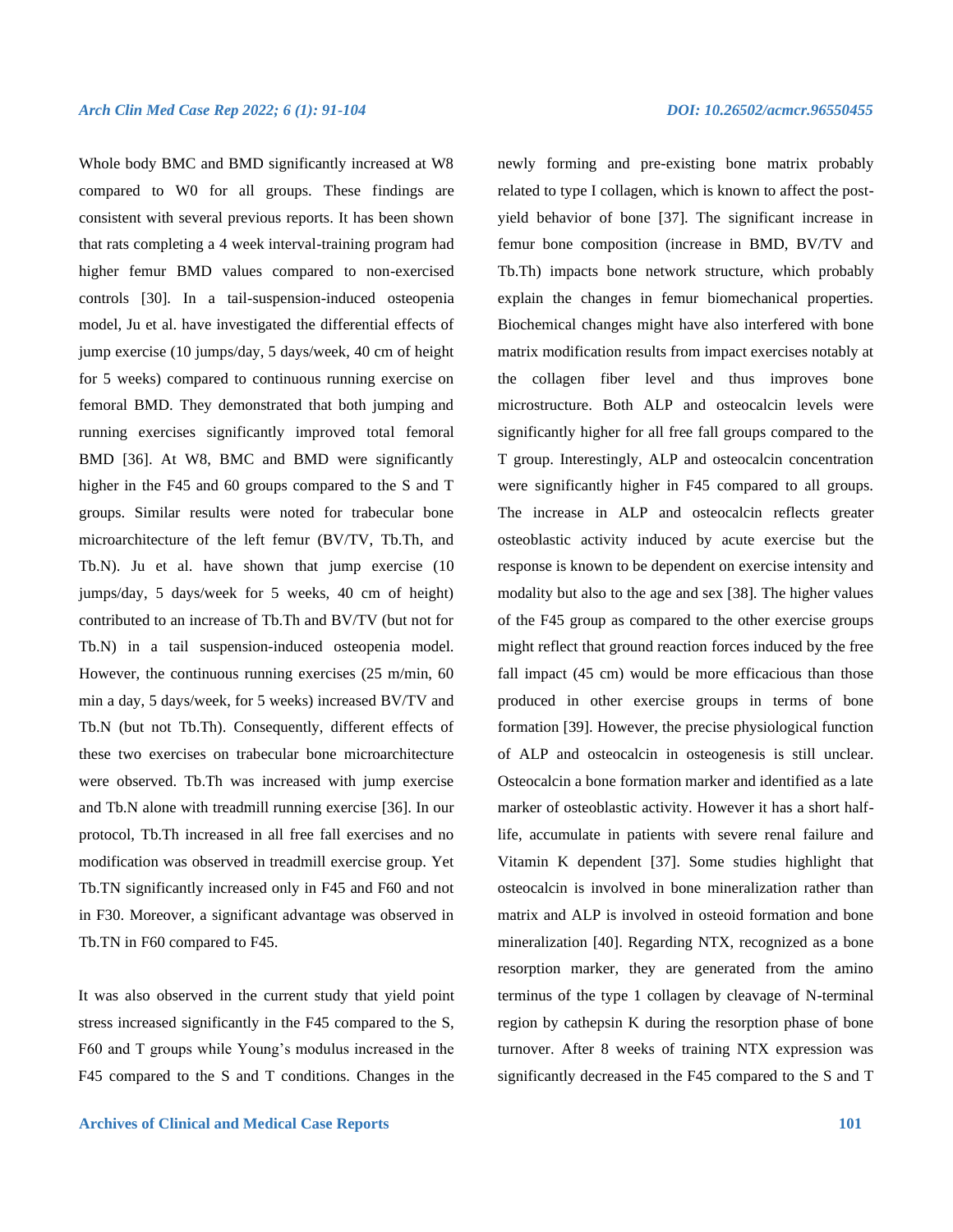Whole body BMC and BMD significantly increased at W8 compared to W0 for all groups. These findings are consistent with several previous reports. It has been shown that rats completing a 4 week interval-training program had higher femur BMD values compared to non-exercised controls [30]. In a tail-suspension-induced osteopenia model, Ju et al. have investigated the differential effects of jump exercise (10 jumps/day, 5 days/week, 40 cm of height for 5 weeks) compared to continuous running exercise on femoral BMD. They demonstrated that both jumping and running exercises significantly improved total femoral BMD [36]. At W8, BMC and BMD were significantly higher in the F45 and 60 groups compared to the S and T groups. Similar results were noted for trabecular bone microarchitecture of the left femur (BV/TV, Tb.Th, and Tb.N). Ju et al. have shown that jump exercise (10 jumps/day, 5 days/week for 5 weeks, 40 cm of height) contributed to an increase of Tb.Th and BV/TV (but not for Tb.N) in a tail suspension-induced osteopenia model. However, the continuous running exercises (25 m/min, 60 min a day, 5 days/week, for 5 weeks) increased BV/TV and Tb.N (but not Tb.Th). Consequently, different effects of these two exercises on trabecular bone microarchitecture were observed. Tb.Th was increased with jump exercise and Tb.N alone with treadmill running exercise [36]. In our protocol, Tb.Th increased in all free fall exercises and no modification was observed in treadmill exercise group. Yet Tb.TN significantly increased only in F45 and F60 and not in F30. Moreover, a significant advantage was observed in Tb.TN in F60 compared to F45.

It was also observed in the current study that yield point stress increased significantly in the F45 compared to the S, F60 and T groups while Young's modulus increased in the F45 compared to the S and T conditions. Changes in the newly forming and pre-existing bone matrix probably related to type I collagen, which is known to affect the post-yield behavior of bone [37]. The significant increase in femur bone composition (increase in BMD, BV/TV and Tb.Th) impacts bone network structure, which probably explain the changes in femur biomechanical properties. Biochemical changes might have also interfered with bone matrix modification results from impact exercises notably at the collagen fiber level and thus improves bone microstructure. Both ALP and osteocalcin levels were significantly higher for all free fall groups compared to the T group. Interestingly, ALP and osteocalcin concentration were significantly higher in F45 compared to all groups. The increase in ALP and osteocalcin reflects greater osteoblastic activity induced by acute exercise but the response is known to be dependent on exercise intensity and modality but also to the age and sex [38]. The higher values of the F45 group as compared to the other exercise groups might reflect that ground reaction forces induced by the free fall impact (45 cm) would be more efficacious than those produced in other exercise groups in terms of bone formation [39]. However, the precise physiological function of ALP and osteocalcin in osteogenesis is still unclear. Osteocalcin a bone formation marker and identified as a late marker of osteoblastic activity. However it has a short half-life, accumulate in patients with severe renal failure and Vitamin K dependent [37]. Some studies highlight that osteocalcin is involved in bone mineralization rather than matrix and ALP is involved in osteoid formation and bone mineralization [40]. Regarding NTX, recognized as a bone resorption marker, they are generated from the amino terminus of the type 1 collagen by cleavage of N-terminal region by cathepsin K during the resorption phase of bone turnover. After 8 weeks of training NTX expression was significantly decreased in the F45 compared to the S and T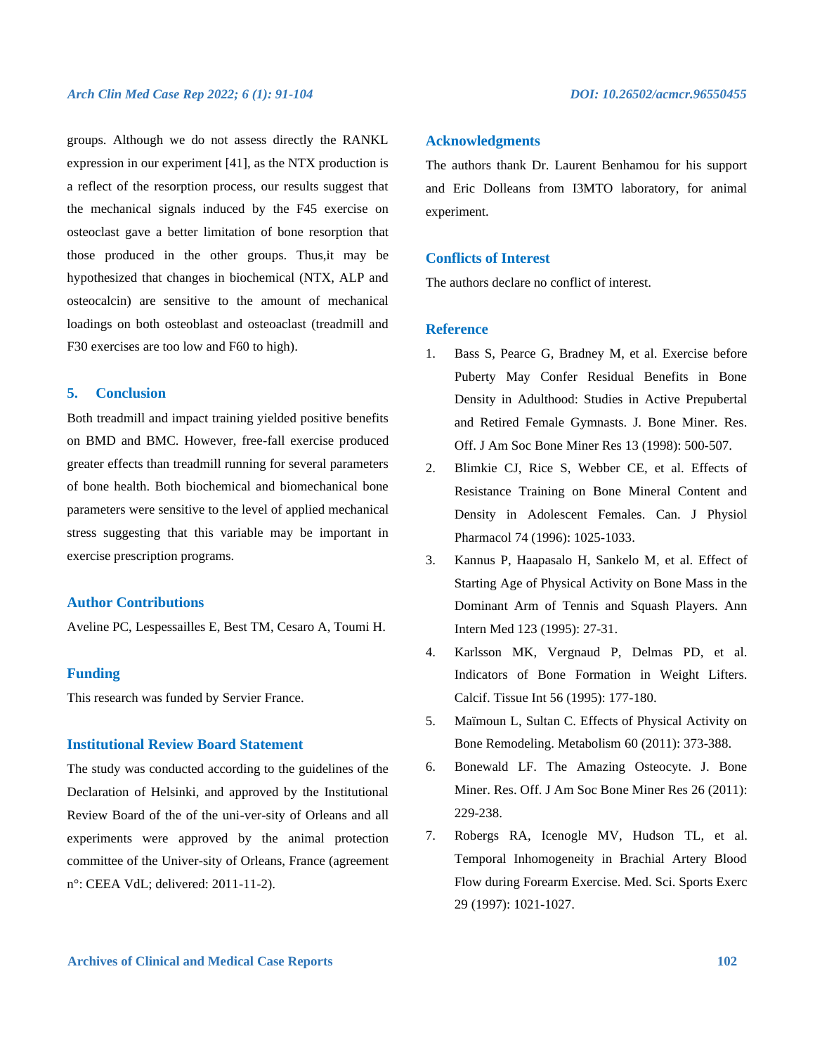groups. Although we do not assess directly the RANKL expression in our experiment [41], as the NTX production is a reflect of the resorption process, our results suggest that the mechanical signals induced by the F45 exercise on osteoclast gave a better limitation of bone resorption that those produced in the other groups. Thus,it may be hypothesized that changes in biochemical (NTX, ALP and osteocalcin) are sensitive to the amount of mechanical loadings on both osteoblast and osteoaclast (treadmill and F30 exercises are too low and F60 to high).

## 5. Conclusion

Both treadmill and impact training yielded positive benefits on BMD and BMC. However, free-fall exercise produced greater effects than treadmill running for several parameters of bone health. Both biochemical and biomechanical bone parameters were sensitive to the level of applied mechanical stress suggesting that this variable may be important in exercise prescription programs.

## Author Contributions

Aveline PC, Lespessailles E, Best TM, Cesaro A, Toumi H.

## Funding

This research was funded by Servier France.

## Institutional Review Board Statement

The study was conducted according to the guidelines of the Declaration of Helsinki, and approved by the Institutional Review Board of the of the uni-ver-sity of Orleans and all experiments were approved by the animal protection committee of the Univer-sity of Orleans, France (agreement n°: CEEA VdL; delivered: 2011-11-2).

## Acknowledgments

The authors thank Dr. Laurent Benhamou for his support and Eric Dolleans from I3MTO laboratory, for animal experiment.

## Conflicts of Interest

The authors declare no conflict of interest.

## Reference

1. Bass S, Pearce G, Bradney M, et al. Exercise before Puberty May Confer Residual Benefits in Bone Density in Adulthood: Studies in Active Prepubertal and Retired Female Gymnasts. J. Bone Miner. Res. Off. J Am Soc Bone Miner Res 13 (1998): 500-507.
2. Blimkie CJ, Rice S, Webber CE, et al. Effects of Resistance Training on Bone Mineral Content and Density in Adolescent Females. Can. J Physiol Pharmacol 74 (1996): 1025-1033.
3. Kannus P, Haapasalo H, Sankelo M, et al. Effect of Starting Age of Physical Activity on Bone Mass in the Dominant Arm of Tennis and Squash Players. Ann Intern Med 123 (1995): 27-31.
4. Karlsson MK, Vergnaud P, Delmas PD, et al. Indicators of Bone Formation in Weight Lifters. Calcif. Tissue Int 56 (1995): 177-180.
5. Maïmoun L, Sultan C. Effects of Physical Activity on Bone Remodeling. Metabolism 60 (2011): 373-388.
6. Bonewald LF. The Amazing Osteocyte. J. Bone Miner. Res. Off. J Am Soc Bone Miner Res 26 (2011): 229-238.
7. Robergs RA, Icenogle MV, Hudson TL, et al. Temporal Inhomogeneity in Brachial Artery Blood Flow during Forearm Exercise. Med. Sci. Sports Exerc 29 (1997): 1021-1027.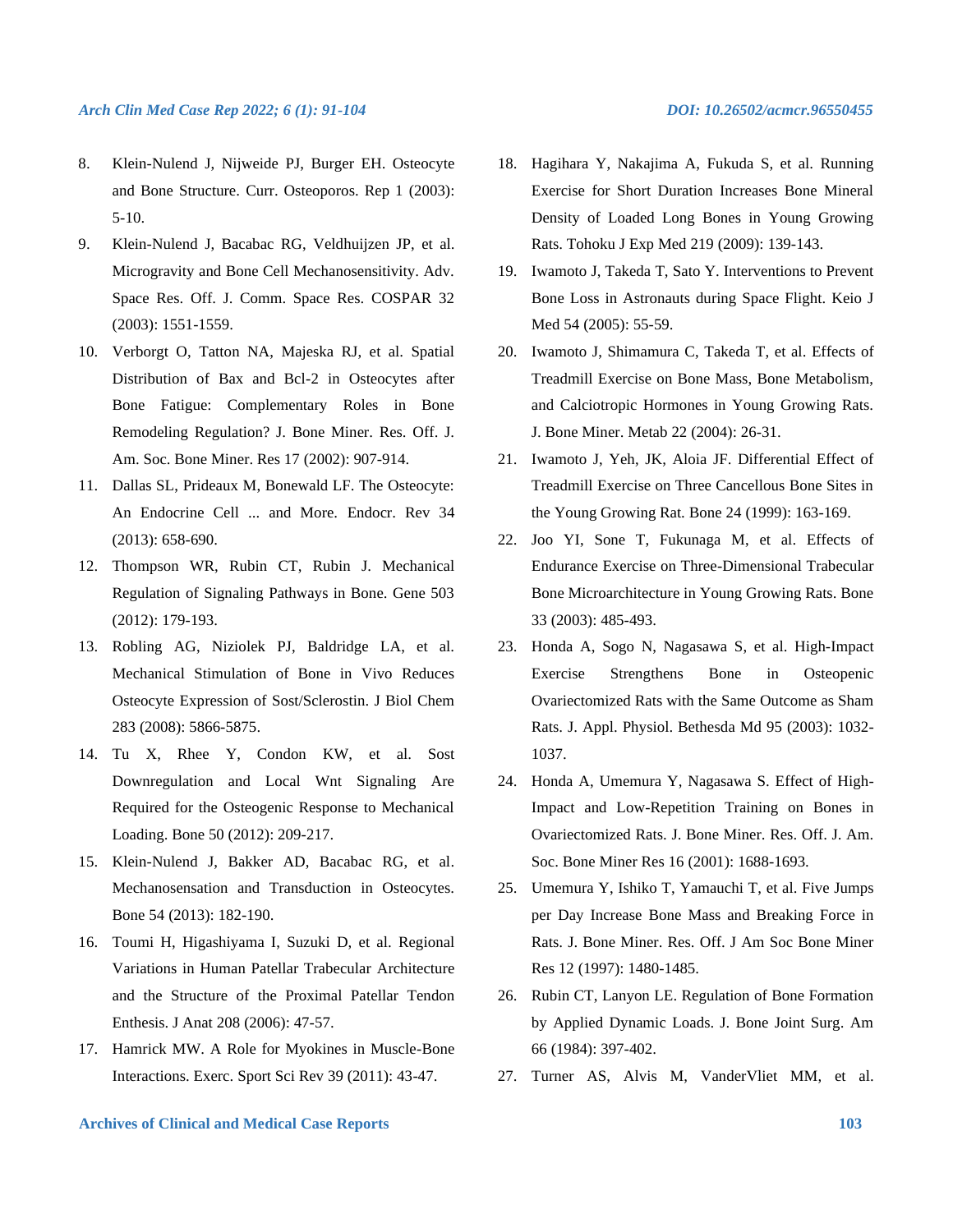8. Klein-Nulend J, Nijweide PJ, Burger EH. Osteocyte and Bone Structure. Curr. Osteoporos. Rep 1 (2003): 5-10.
9. Klein-Nulend J, Bacabac RG, Veldhuijzen JP, et al. Microgravity and Bone Cell Mechanosensitivity. Adv. Space Res. Off. J. Comm. Space Res. COSPAR 32 (2003): 1551-1559.
10. Verborgt O, Tatton NA, Majeska RJ, et al. Spatial Distribution of Bax and Bcl-2 in Osteocytes after Bone Fatigue: Complementary Roles in Bone Remodeling Regulation? J. Bone Miner. Res. Off. J. Am. Soc. Bone Miner. Res 17 (2002): 907-914.
11. Dallas SL, Prideaux M, Bonewald LF. The Osteocyte: An Endocrine Cell ... and More. Endocr. Rev 34 (2013): 658-690.
12. Thompson WR, Rubin CT, Rubin J. Mechanical Regulation of Signaling Pathways in Bone. Gene 503 (2012): 179-193.
13. Robling AG, Niziolek PJ, Baldridge LA, et al. Mechanical Stimulation of Bone in Vivo Reduces Osteocyte Expression of Sost/Sclerostin. J Biol Chem 283 (2008): 5866-5875.
14. Tu X, Rhee Y, Condon KW, et al. Sost Downregulation and Local Wnt Signaling Are Required for the Osteogenic Response to Mechanical Loading. Bone 50 (2012): 209-217.
15. Klein-Nulend J, Bakker AD, Bacabac RG, et al. Mechanosensation and Transduction in Osteocytes. Bone 54 (2013): 182-190.
16. Toumi H, Higashiyama I, Suzuki D, et al. Regional Variations in Human Patellar Trabecular Architecture and the Structure of the Proximal Patellar Tendon Enthesis. J Anat 208 (2006): 47-57.
17. Hamrick MW. A Role for Myokines in Muscle-Bone Interactions. Exerc. Sport Sci Rev 39 (2011): 43-47.
18. Hagihara Y, Nakajima A, Fukuda S, et al. Running Exercise for Short Duration Increases Bone Mineral Density of Loaded Long Bones in Young Growing Rats. Tohoku J Exp Med 219 (2009): 139-143.
19. Iwamoto J, Takeda T, Sato Y. Interventions to Prevent Bone Loss in Astronauts during Space Flight. Keio J Med 54 (2005): 55-59.
20. Iwamoto J, Shimamura C, Takeda T, et al. Effects of Treadmill Exercise on Bone Mass, Bone Metabolism, and Calciotropic Hormones in Young Growing Rats. J. Bone Miner. Metab 22 (2004): 26-31.
21. Iwamoto J, Yeh, JK, Aloia JF. Differential Effect of Treadmill Exercise on Three Cancellous Bone Sites in the Young Growing Rat. Bone 24 (1999): 163-169.
22. Joo YI, Sone T, Fukunaga M, et al. Effects of Endurance Exercise on Three-Dimensional Trabecular Bone Microarchitecture in Young Growing Rats. Bone 33 (2003): 485-493.
23. Honda A, Sogo N, Nagasawa S, et al. High-Impact Exercise Strengthens Bone in Osteopenic Ovariectomized Rats with the Same Outcome as Sham Rats. J. Appl. Physiol. Bethesda Md 95 (2003): 1032-1037.
24. Honda A, Umemura Y, Nagasawa S. Effect of High-Impact and Low-Repetition Training on Bones in Ovariectomized Rats. J. Bone Miner. Res. Off. J. Am. Soc. Bone Miner Res 16 (2001): 1688-1693.
25. Umemura Y, Ishiko T, Yamauchi T, et al. Five Jumps per Day Increase Bone Mass and Breaking Force in Rats. J. Bone Miner. Res. Off. J Am Soc Bone Miner Res 12 (1997): 1480-1485.
26. Rubin CT, Lanyon LE. Regulation of Bone Formation by Applied Dynamic Loads. J. Bone Joint Surg. Am 66 (1984): 397-402.
27. Turner AS, Alvis M, VanderVliet MM, et al.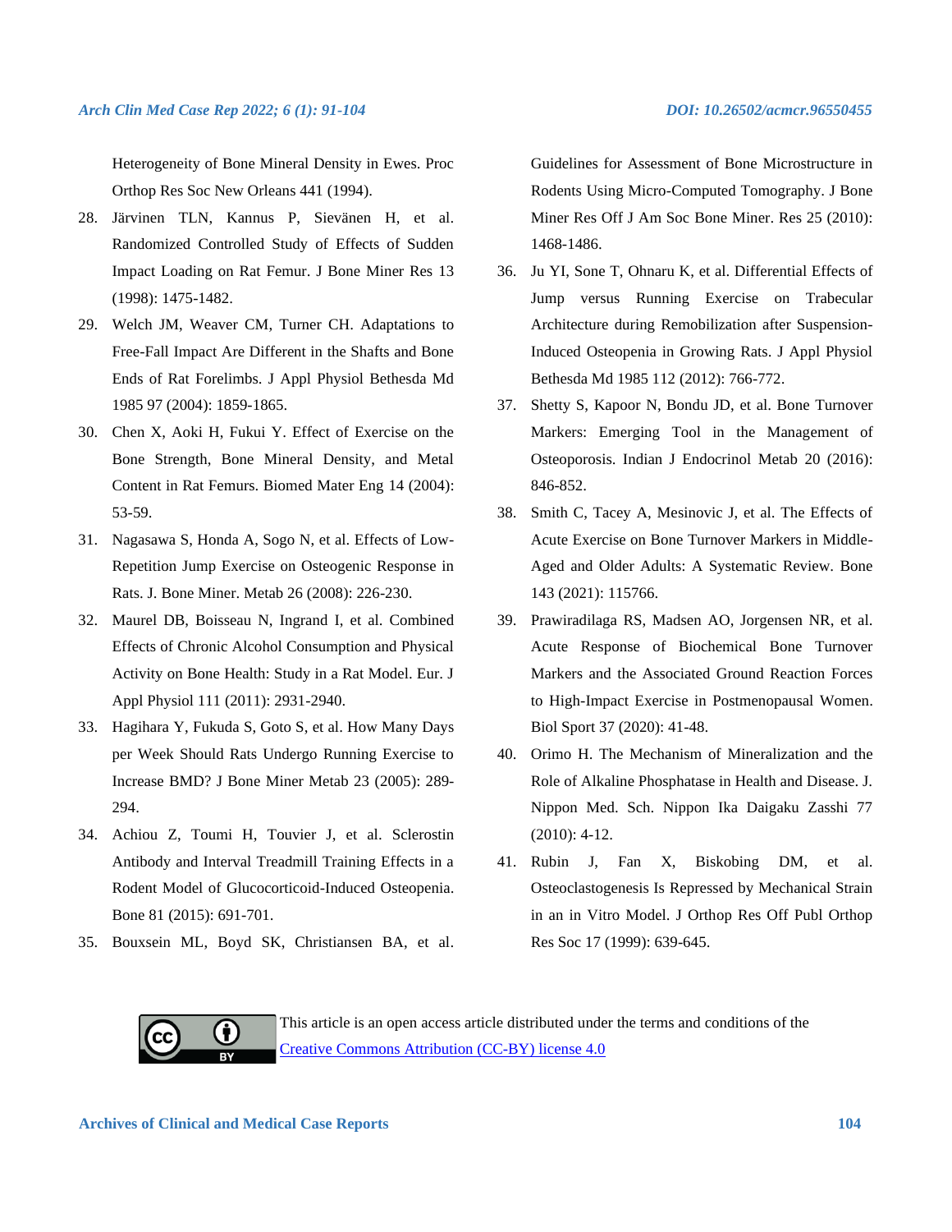Heterogeneity of Bone Mineral Density in Ewes. Proc Orthop Res Soc New Orleans 441 (1994).

28. Järvinen TLN, Kannus P, Sievänen H, et al. Randomized Controlled Study of Effects of Sudden Impact Loading on Rat Femur. J Bone Miner Res 13 (1998): 1475-1482.
29. Welch JM, Weaver CM, Turner CH. Adaptations to Free-Fall Impact Are Different in the Shafts and Bone Ends of Rat Forelimbs. J Appl Physiol Bethesda Md 1985 97 (2004): 1859-1865.
30. Chen X, Aoki H, Fukui Y. Effect of Exercise on the Bone Strength, Bone Mineral Density, and Metal Content in Rat Femurs. Biomed Mater Eng 14 (2004): 53-59.
31. Nagasawa S, Honda A, Sogo N, et al. Effects of Low-Repetition Jump Exercise on Osteogenic Response in Rats. J. Bone Miner. Metab 26 (2008): 226-230.
32. Maurel DB, Boisseau N, Ingrand I, et al. Combined Effects of Chronic Alcohol Consumption and Physical Activity on Bone Health: Study in a Rat Model. Eur. J Appl Physiol 111 (2011): 2931-2940.
33. Hagihara Y, Fukuda S, Goto S, et al. How Many Days per Week Should Rats Undergo Running Exercise to Increase BMD? J Bone Miner Metab 23 (2005): 289-294.
34. Achiou Z, Toumi H, Touvier J, et al. Sclerostin Antibody and Interval Treadmill Training Effects in a Rodent Model of Glucocorticoid-Induced Osteopenia. Bone 81 (2015): 691-701.
35. Bouxsein ML, Boyd SK, Christiansen BA, et al. Guidelines for Assessment of Bone Microstructure in Rodents Using Micro-Computed Tomography. J Bone Miner Res Off J Am Soc Bone Miner. Res 25 (2010): 1468-1486.
36. Ju YI, Sone T, Ohnaru K, et al. Differential Effects of Jump versus Running Exercise on Trabecular Architecture during Remobilization after Suspension-Induced Osteopenia in Growing Rats. J Appl Physiol Bethesda Md 1985 112 (2012): 766-772.
37. Shetty S, Kapoor N, Bondu JD, et al. Bone Turnover Markers: Emerging Tool in the Management of Osteoporosis. Indian J Endocrinol Metab 20 (2016): 846-852.
38. Smith C, Tacey A, Mesinovic J, et al. The Effects of Acute Exercise on Bone Turnover Markers in Middle-Aged and Older Adults: A Systematic Review. Bone 143 (2021): 115766.
39. Prawiradilaga RS, Madsen AO, Jorgensen NR, et al. Acute Response of Biochemical Bone Turnover Markers and the Associated Ground Reaction Forces to High-Impact Exercise in Postmenopausal Women. Biol Sport 37 (2020): 41-48.
40. Orimo H. The Mechanism of Mineralization and the Role of Alkaline Phosphatase in Health and Disease. J. Nippon Med. Sch. Nippon Ika Daigaku Zasshi 77 (2010): 4-12.
41. Rubin J, Fan X, Biskobing DM, et al. Osteoclastogenesis Is Repressed by Mechanical Strain in an in Vitro Model. J Orthop Res Off Publ Orthop Res Soc 17 (1999): 639-645.

This article is an open access article distributed under the terms and conditions of the [Creative Commons Attribution (CC-BY) license 4.0](https://creativecommons.org/licenses/by/4.0/)